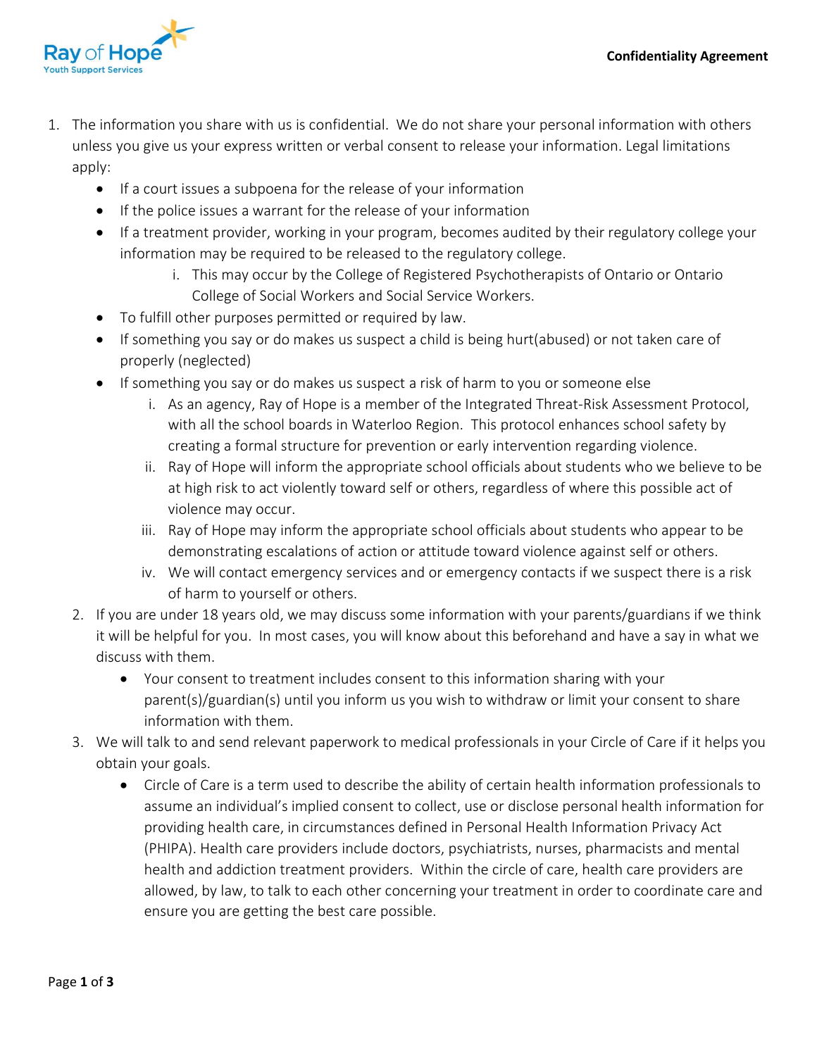# Confidentiality Agreement

1. The information you share with us is confidential. We do not share your personal information with others unless you give us your express written or verbal consent to release your information. Legal limitations apply:
   - If a court issues a subpoena for the release of your information
   - If the police issues a warrant for the release of your information
   - If a treatment provider, working in your program, becomes audited by their regulatory college your information may be required to be released to the regulatory college.
     i. This may occur by the College of Registered Psychotherapists of Ontario or Ontario College of Social Workers and Social Service Workers.
   - To fulfill other purposes permitted or required by law.
   - If something you say or do makes us suspect a child is being hurt(abused) or not taken care of properly (neglected)
   - If something you say or do makes us suspect a risk of harm to you or someone else
     i. As an agency, Ray of Hope is a member of the Integrated Threat-Risk Assessment Protocol, with all the school boards in Waterloo Region. This protocol enhances school safety by creating a formal structure for prevention or early intervention regarding violence.
     ii. Ray of Hope will inform the appropriate school officials about students who we believe to be at high risk to act violently toward self or others, regardless of where this possible act of violence may occur.
     iii. Ray of Hope may inform the appropriate school officials about students who appear to be demonstrating escalations of action or attitude toward violence against self or others.
     iv. We will contact emergency services and or emergency contacts if we suspect there is a risk of harm to yourself or others.
2. If you are under 18 years old, we may discuss some information with your parents/guardians if we think it will be helpful for you. In most cases, you will know about this beforehand and have a say in what we discuss with them.
   - Your consent to treatment includes consent to this information sharing with your parent(s)/guardian(s) until you inform us you wish to withdraw or limit your consent to share information with them.
3. We will talk to and send relevant paperwork to medical professionals in your Circle of Care if it helps you obtain your goals.
   - Circle of Care is a term used to describe the ability of certain health information professionals to assume an individual's implied consent to collect, use or disclose personal health information for providing health care, in circumstances defined in Personal Health Information Privacy Act (PHIPA). Health care providers include doctors, psychiatrists, nurses, pharmacists and mental health and addiction treatment providers. Within the circle of care, health care providers are allowed, by law, to talk to each other concerning your treatment in order to coordinate care and ensure you are getting the best care possible.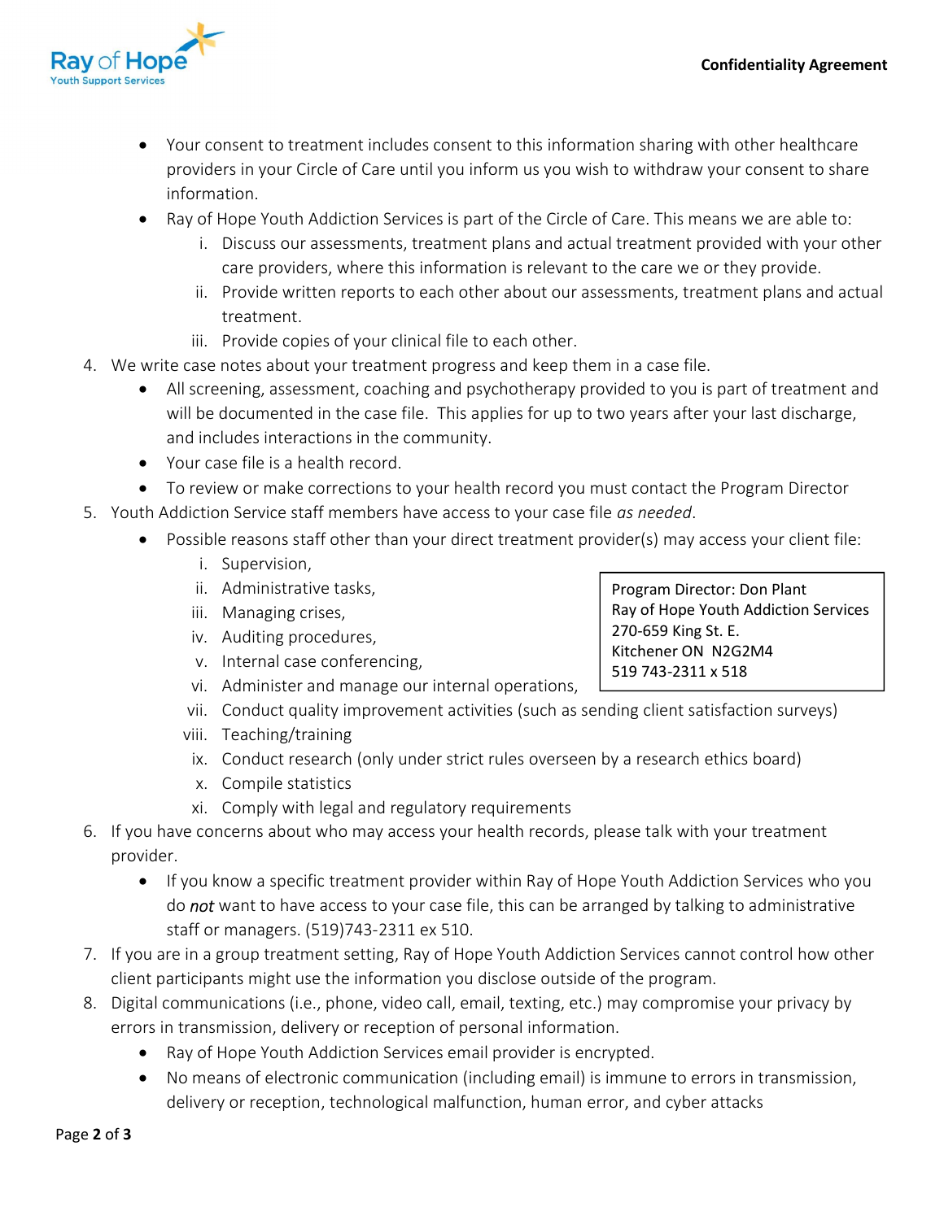- Your consent to treatment includes consent to this information sharing with other healthcare providers in your Circle of Care until you inform us you wish to withdraw your consent to share information.
- Ray of Hope Youth Addiction Services is part of the Circle of Care. This means we are able to:
  i. Discuss our assessments, treatment plans and actual treatment provided with your other care providers, where this information is relevant to the care we or they provide.
  ii. Provide written reports to each other about our assessments, treatment plans and actual treatment.
  iii. Provide copies of your clinical file to each other.

4. We write case notes about your treatment progress and keep them in a case file.
   - All screening, assessment, coaching and psychotherapy provided to you is part of treatment and will be documented in the case file. This applies for up to two years after your last discharge, and includes interactions in the community.
   - Your case file is a health record.
   - To review or make corrections to your health record you must contact the Program Director
5. Youth Addiction Service staff members have access to your case file *as needed*.
   - Possible reasons staff other than your direct treatment provider(s) may access your client file:
     i. Supervision,
     ii. Administrative tasks,
     iii. Managing crises,
     iv. Auditing procedures,
     v. Internal case conferencing,
     vi. Administer and manage our internal operations,
     vii. Conduct quality improvement activities (such as sending client satisfaction surveys)
     viii. Teaching/training
     ix. Conduct research (only under strict rules overseen by a research ethics board)
     x. Compile statistics
     xi. Comply with legal and regulatory requirements

> Program Director: Don Plant
> Ray of Hope Youth Addiction Services
> 270-659 King St. E.
> Kitchener ON N2G2M4
> 519 743-2311 x 518

6. If you have concerns about who may access your health records, please talk with your treatment provider.
   - If you know a specific treatment provider within Ray of Hope Youth Addiction Services who you do ***not*** want to have access to your case file, this can be arranged by talking to administrative staff or managers. (519)743-2311 ex 510.
7. If you are in a group treatment setting, Ray of Hope Youth Addiction Services cannot control how other client participants might use the information you disclose outside of the program.
8. Digital communications (i.e., phone, video call, email, texting, etc.) may compromise your privacy by errors in transmission, delivery or reception of personal information.
   - Ray of Hope Youth Addiction Services email provider is encrypted.
   - No means of electronic communication (including email) is immune to errors in transmission, delivery or reception, technological malfunction, human error, and cyber attacks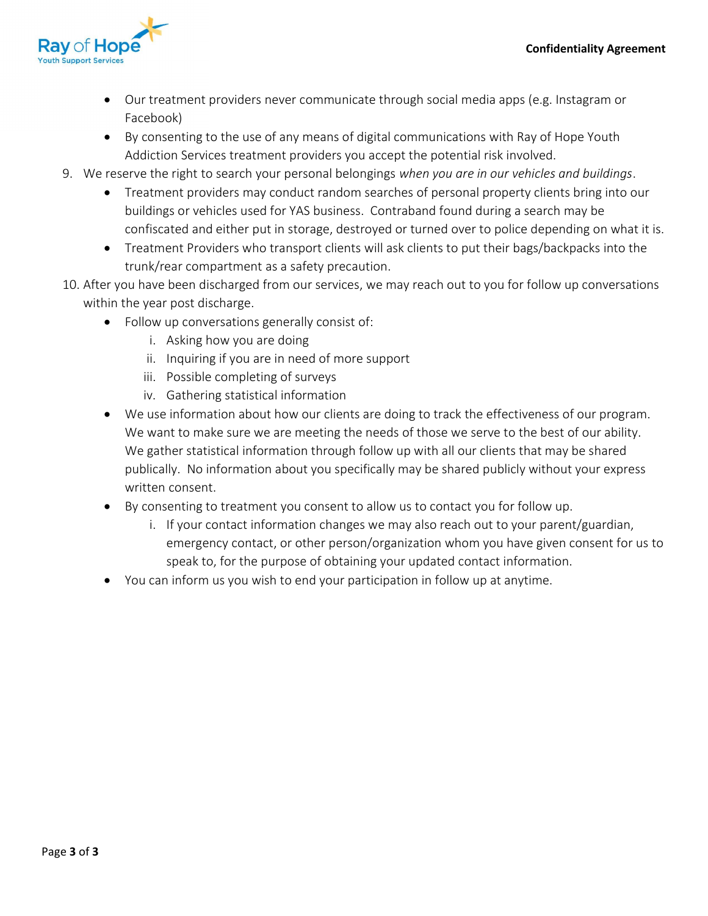- Our treatment providers never communicate through social media apps (e.g. Instagram or Facebook)
- By consenting to the use of any means of digital communications with Ray of Hope Youth Addiction Services treatment providers you accept the potential risk involved.

9. We reserve the right to search your personal belongings *when you are in our vehicles and buildings*.
    - Treatment providers may conduct random searches of personal property clients bring into our buildings or vehicles used for YAS business. Contraband found during a search may be confiscated and either put in storage, destroyed or turned over to police depending on what it is.
    - Treatment Providers who transport clients will ask clients to put their bags/backpacks into the trunk/rear compartment as a safety precaution.
10. After you have been discharged from our services, we may reach out to you for follow up conversations within the year post discharge.
    - Follow up conversations generally consist of:
        i. Asking how you are doing
        ii. Inquiring if you are in need of more support
        iii. Possible completing of surveys
        iv. Gathering statistical information
    - We use information about how our clients are doing to track the effectiveness of our program. We want to make sure we are meeting the needs of those we serve to the best of our ability. We gather statistical information through follow up with all our clients that may be shared publically. No information about you specifically may be shared publicly without your express written consent.
    - By consenting to treatment you consent to allow us to contact you for follow up.
        i. If your contact information changes we may also reach out to your parent/guardian, emergency contact, or other person/organization whom you have given consent for us to speak to, for the purpose of obtaining your updated contact information.
    - You can inform us you wish to end your participation in follow up at anytime.